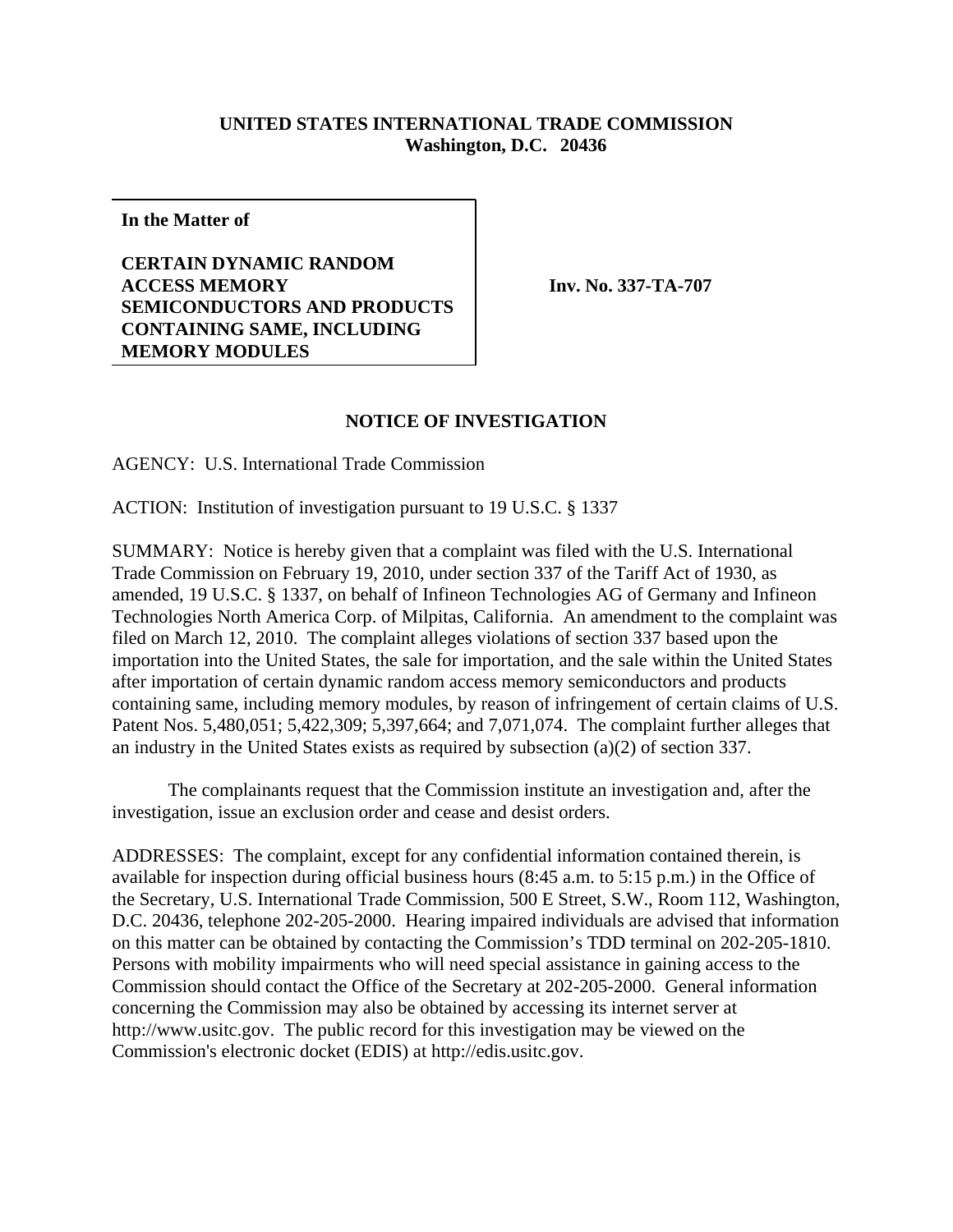**UNITED STATES INTERNATIONAL TRADE COMMISSION**
**Washington, D.C. 20436**

**In the Matter of**

**CERTAIN DYNAMIC RANDOM ACCESS MEMORY SEMICONDUCTORS AND PRODUCTS CONTAINING SAME, INCLUDING MEMORY MODULES**

**Inv. No. 337-TA-707**

## NOTICE OF INVESTIGATION

AGENCY: U.S. International Trade Commission

ACTION: Institution of investigation pursuant to 19 U.S.C. § 1337

SUMMARY: Notice is hereby given that a complaint was filed with the U.S. International Trade Commission on February 19, 2010, under section 337 of the Tariff Act of 1930, as amended, 19 U.S.C. § 1337, on behalf of Infineon Technologies AG of Germany and Infineon Technologies North America Corp. of Milpitas, California. An amendment to the complaint was filed on March 12, 2010. The complaint alleges violations of section 337 based upon the importation into the United States, the sale for importation, and the sale within the United States after importation of certain dynamic random access memory semiconductors and products containing same, including memory modules, by reason of infringement of certain claims of U.S. Patent Nos. 5,480,051; 5,422,309; 5,397,664; and 7,071,074. The complaint further alleges that an industry in the United States exists as required by subsection (a)(2) of section 337.

The complainants request that the Commission institute an investigation and, after the investigation, issue an exclusion order and cease and desist orders.

ADDRESSES: The complaint, except for any confidential information contained therein, is available for inspection during official business hours (8:45 a.m. to 5:15 p.m.) in the Office of the Secretary, U.S. International Trade Commission, 500 E Street, S.W., Room 112, Washington, D.C. 20436, telephone 202-205-2000. Hearing impaired individuals are advised that information on this matter can be obtained by contacting the Commission's TDD terminal on 202-205-1810. Persons with mobility impairments who will need special assistance in gaining access to the Commission should contact the Office of the Secretary at 202-205-2000. General information concerning the Commission may also be obtained by accessing its internet server at http://www.usitc.gov. The public record for this investigation may be viewed on the Commission's electronic docket (EDIS) at http://edis.usitc.gov.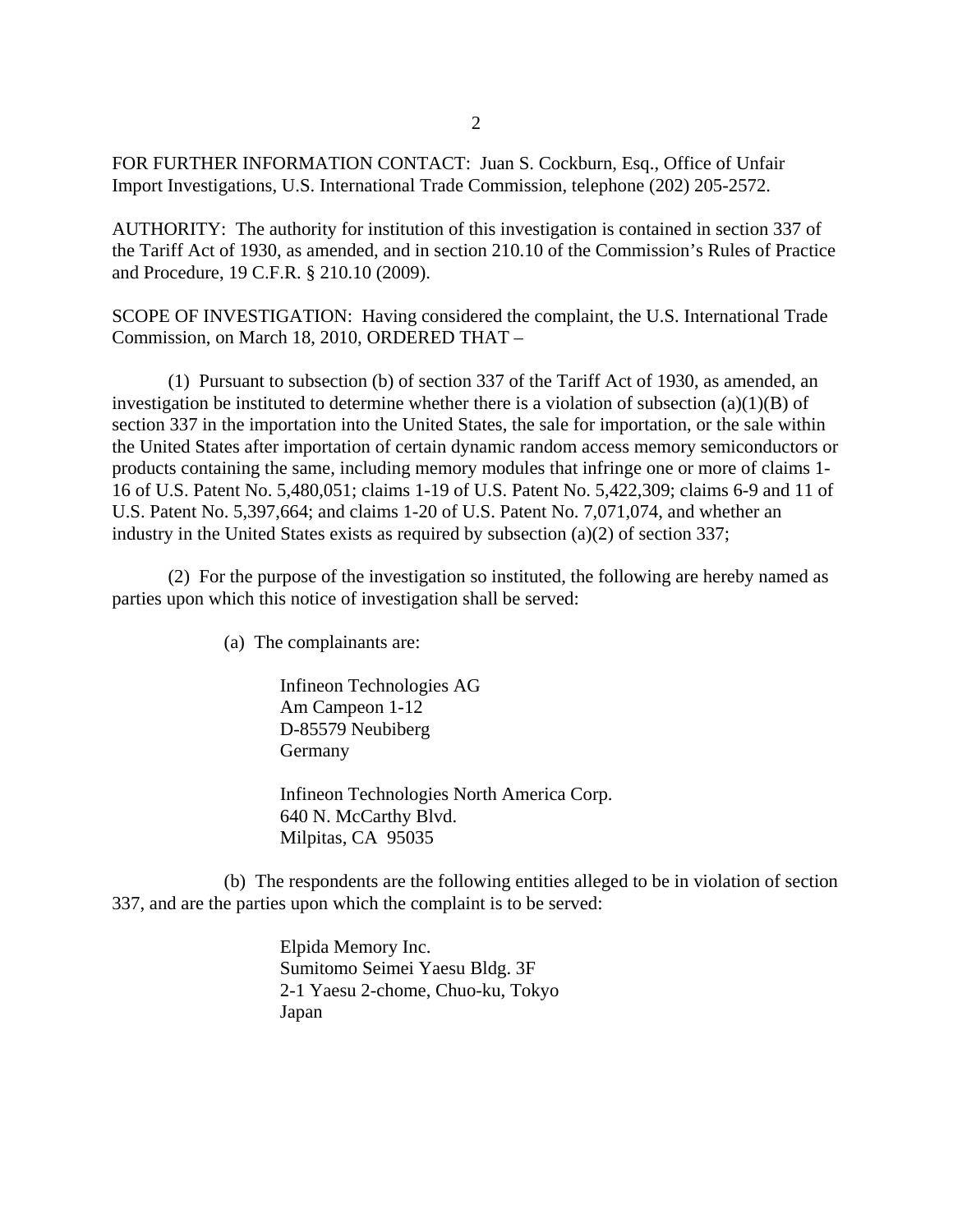FOR FURTHER INFORMATION CONTACT: Juan S. Cockburn, Esq., Office of Unfair Import Investigations, U.S. International Trade Commission, telephone (202) 205-2572.

AUTHORITY: The authority for institution of this investigation is contained in section 337 of the Tariff Act of 1930, as amended, and in section 210.10 of the Commission's Rules of Practice and Procedure, 19 C.F.R. § 210.10 (2009).

SCOPE OF INVESTIGATION: Having considered the complaint, the U.S. International Trade Commission, on March 18, 2010, ORDERED THAT –

(1) Pursuant to subsection (b) of section 337 of the Tariff Act of 1930, as amended, an investigation be instituted to determine whether there is a violation of subsection (a)(1)(B) of section 337 in the importation into the United States, the sale for importation, or the sale within the United States after importation of certain dynamic random access memory semiconductors or products containing the same, including memory modules that infringe one or more of claims 1-16 of U.S. Patent No. 5,480,051; claims 1-19 of U.S. Patent No. 5,422,309; claims 6-9 and 11 of U.S. Patent No. 5,397,664; and claims 1-20 of U.S. Patent No. 7,071,074, and whether an industry in the United States exists as required by subsection (a)(2) of section 337;

(2) For the purpose of the investigation so instituted, the following are hereby named as parties upon which this notice of investigation shall be served:

(a) The complainants are:

Infineon Technologies AG
Am Campeon 1-12
D-85579 Neubiberg
Germany

Infineon Technologies North America Corp.
640 N. McCarthy Blvd.
Milpitas, CA 95035

(b) The respondents are the following entities alleged to be in violation of section 337, and are the parties upon which the complaint is to be served:

Elpida Memory Inc.
Sumitomo Seimei Yaesu Bldg. 3F
2-1 Yaesu 2-chome, Chuo-ku, Tokyo
Japan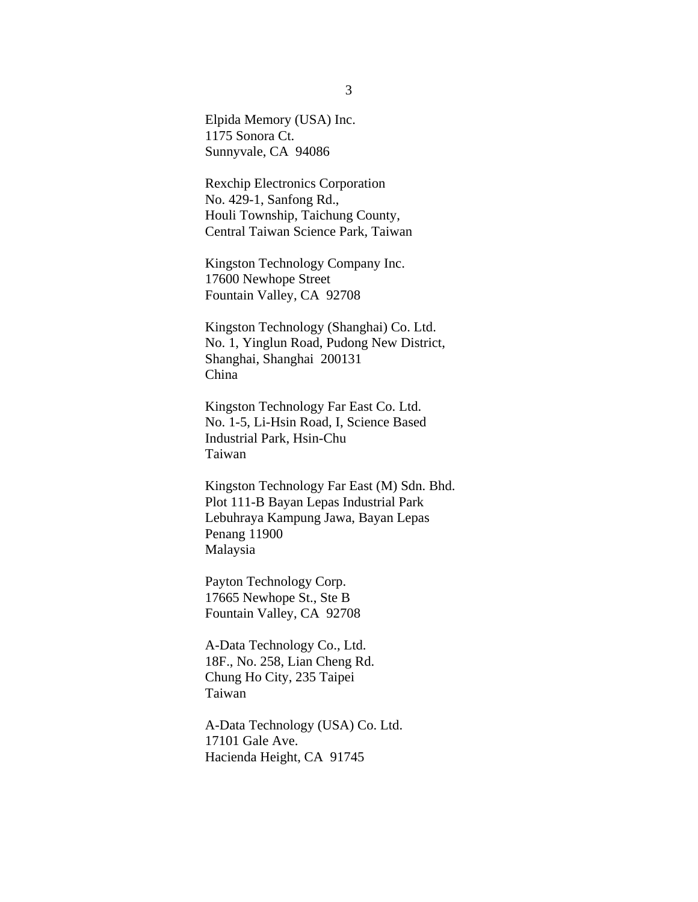Elpida Memory (USA) Inc.
1175 Sonora Ct.
Sunnyvale, CA  94086

Rexchip Electronics Corporation
No. 429-1, Sanfong Rd.,
Houli Township, Taichung County,
Central Taiwan Science Park, Taiwan

Kingston Technology Company Inc.
17600 Newhope Street
Fountain Valley, CA  92708

Kingston Technology (Shanghai) Co. Ltd.
No. 1, Yinglun Road, Pudong New District,
Shanghai, Shanghai  200131
China

Kingston Technology Far East Co. Ltd.
No. 1-5, Li-Hsin Road, I, Science Based
Industrial Park, Hsin-Chu
Taiwan

Kingston Technology Far East (M) Sdn. Bhd.
Plot 111-B Bayan Lepas Industrial Park
Lebuhraya Kampung Jawa, Bayan Lepas
Penang 11900
Malaysia

Payton Technology Corp.
17665 Newhope St., Ste B
Fountain Valley, CA  92708

A-Data Technology Co., Ltd.
18F., No. 258, Lian Cheng Rd.
Chung Ho City, 235 Taipei
Taiwan

A-Data Technology (USA) Co. Ltd.
17101 Gale Ave.
Hacienda Height, CA  91745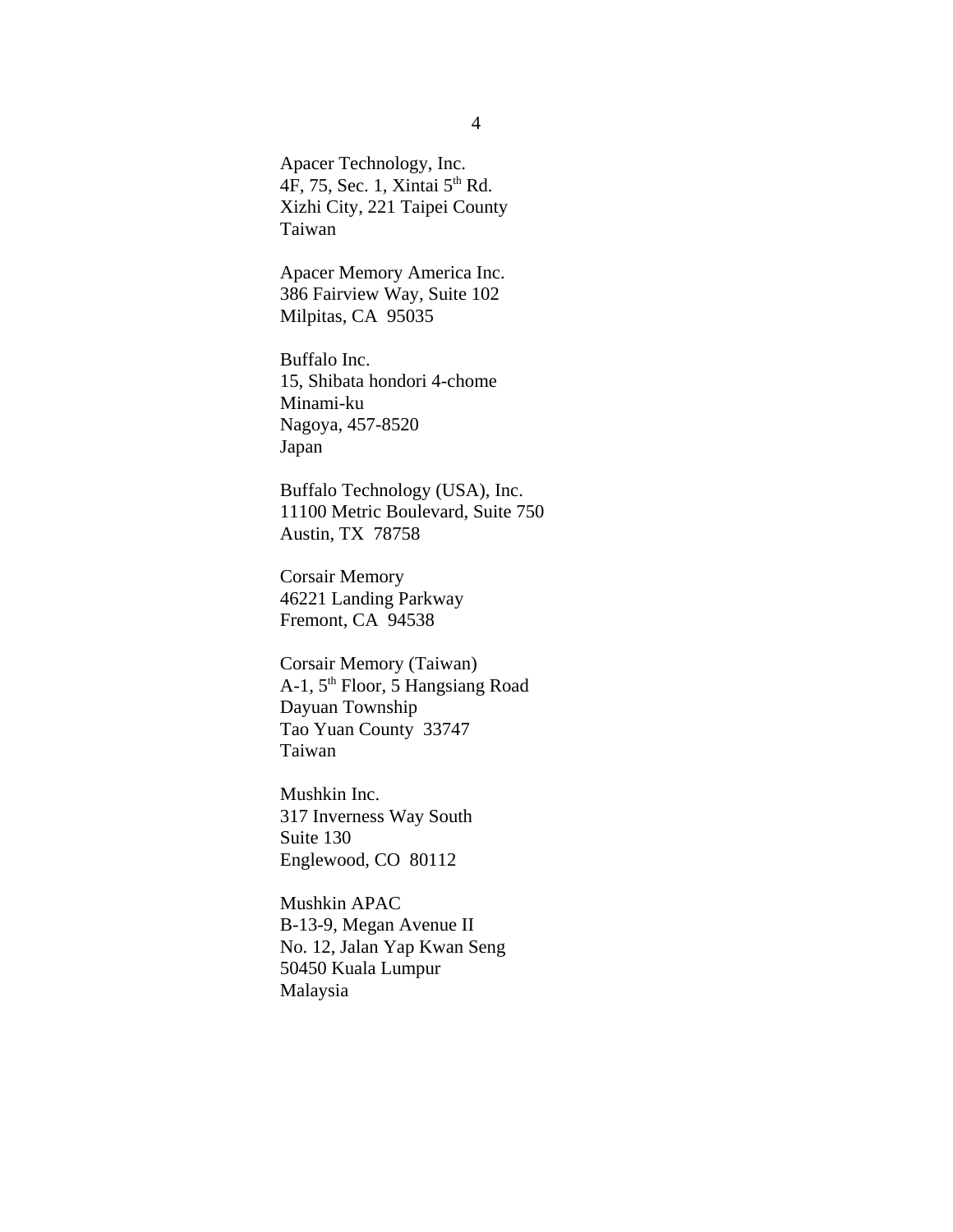Apacer Technology, Inc.
4F, 75, Sec. 1, Xintai 5th Rd.
Xizhi City, 221 Taipei County
Taiwan

Apacer Memory America Inc.
386 Fairview Way, Suite 102
Milpitas, CA 95035

Buffalo Inc.
15, Shibata hondori 4-chome
Minami-ku
Nagoya, 457-8520
Japan

Buffalo Technology (USA), Inc.
11100 Metric Boulevard, Suite 750
Austin, TX 78758

Corsair Memory
46221 Landing Parkway
Fremont, CA 94538

Corsair Memory (Taiwan)
A-1, 5th Floor, 5 Hangsiang Road
Dayuan Township
Tao Yuan County 33747
Taiwan

Mushkin Inc.
317 Inverness Way South
Suite 130
Englewood, CO 80112

Mushkin APAC
B-13-9, Megan Avenue II
No. 12, Jalan Yap Kwan Seng
50450 Kuala Lumpur
Malaysia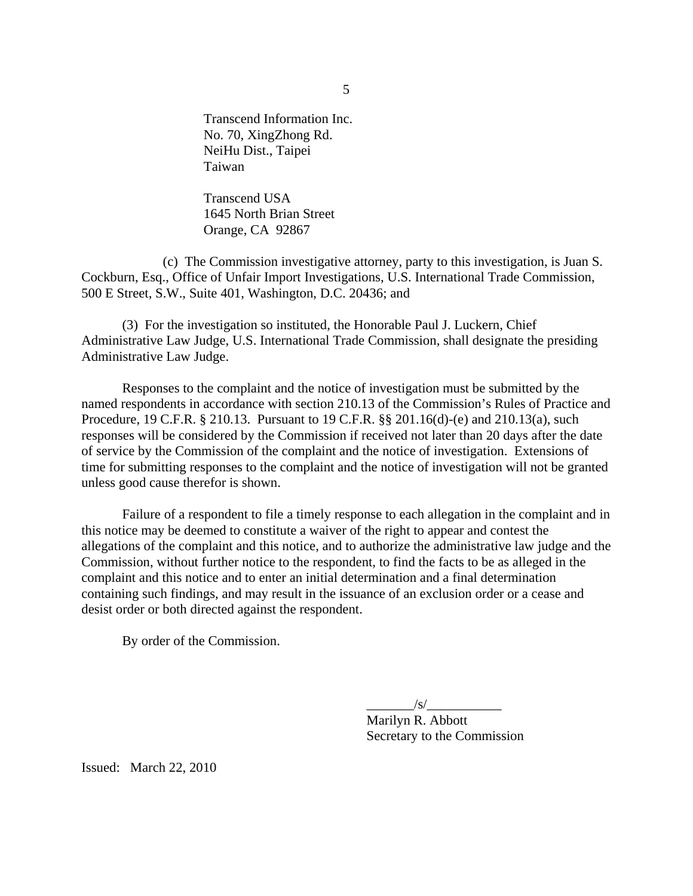Transcend Information Inc.
No. 70, XingZhong Rd.
NeiHu Dist., Taipei
Taiwan

Transcend USA
1645 North Brian Street
Orange, CA 92867

(c) The Commission investigative attorney, party to this investigation, is Juan S. Cockburn, Esq., Office of Unfair Import Investigations, U.S. International Trade Commission, 500 E Street, S.W., Suite 401, Washington, D.C. 20436; and

(3) For the investigation so instituted, the Honorable Paul J. Luckern, Chief Administrative Law Judge, U.S. International Trade Commission, shall designate the presiding Administrative Law Judge.

Responses to the complaint and the notice of investigation must be submitted by the named respondents in accordance with section 210.13 of the Commission's Rules of Practice and Procedure, 19 C.F.R. § 210.13. Pursuant to 19 C.F.R. §§ 201.16(d)-(e) and 210.13(a), such responses will be considered by the Commission if received not later than 20 days after the date of service by the Commission of the complaint and the notice of investigation. Extensions of time for submitting responses to the complaint and the notice of investigation will not be granted unless good cause therefor is shown.

Failure of a respondent to file a timely response to each allegation in the complaint and in this notice may be deemed to constitute a waiver of the right to appear and contest the allegations of the complaint and this notice, and to authorize the administrative law judge and the Commission, without further notice to the respondent, to find the facts to be as alleged in the complaint and this notice and to enter an initial determination and a final determination containing such findings, and may result in the issuance of an exclusion order or a cease and desist order or both directed against the respondent.

By order of the Commission.

_______/s/___________
Marilyn R. Abbott
Secretary to the Commission

Issued: March 22, 2010